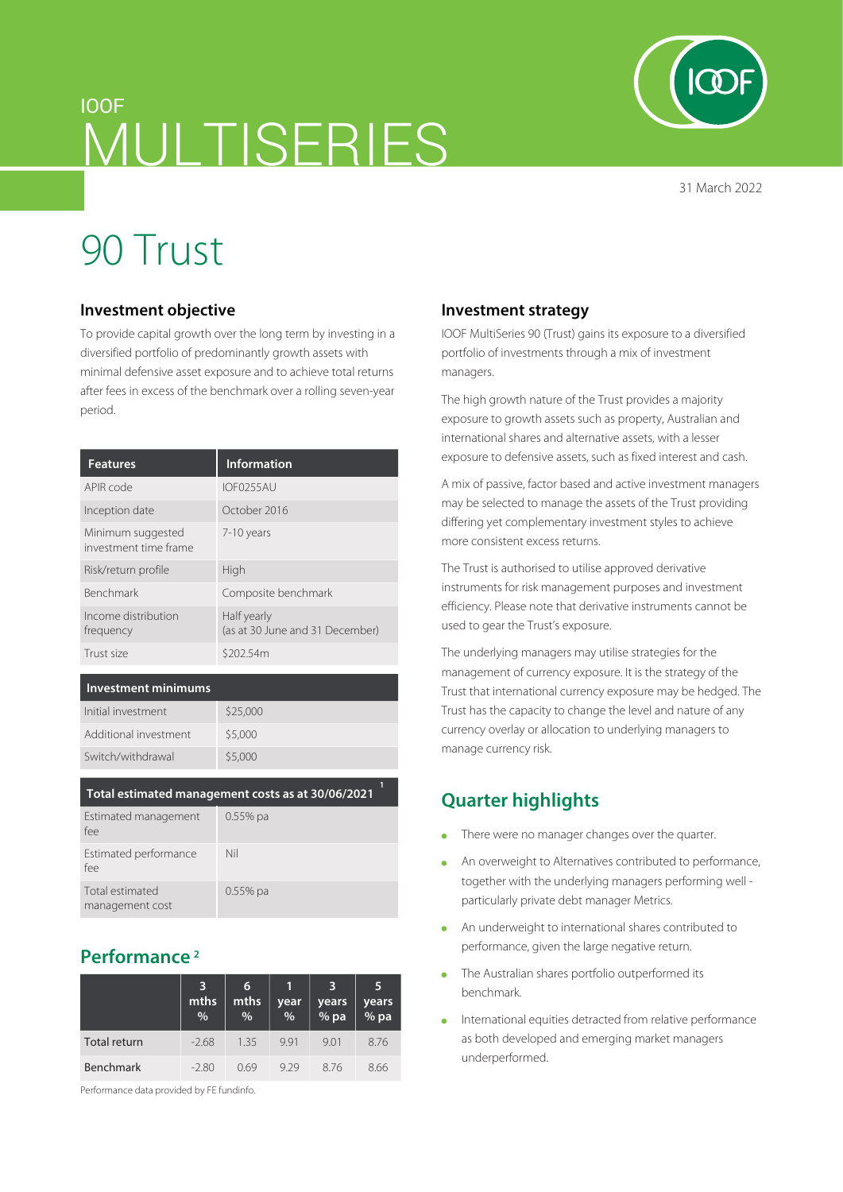IOOF

# MULTISERIES

31 March 2022

# 90 Trust

## Investment objective

To provide capital growth over the long term by investing in a diversified portfolio of predominantly growth assets with minimal defensive asset exposure and to achieve total returns after fees in excess of the benchmark over a rolling seven-year period.

| Features | Information |
|---|---|
| APIR code | IOF0255AU |
| Inception date | October 2016 |
| Minimum suggested investment time frame | 7-10 years |
| Risk/return profile | High |
| Benchmark | Composite benchmark |
| Income distribution frequency | Half yearly (as at 30 June and 31 December) |
| Trust size | $202.54m |

| Investment minimums | |
|---|---|
| Initial investment | $25,000 |
| Additional investment | $5,000 |
| Switch/withdrawal | $5,000 |

| Total estimated management costs as at 30/06/2021 [1] | |
|---|---|
| Estimated management fee | 0.55% pa |
| Estimated performance fee | Nil |
| Total estimated management cost | 0.55% pa |

## Performance [2]

| | 3 mths % | 6 mths % | 1 year % | 3 years % pa | 5 years % pa |
|---|---|---|---|---|---|
| Total return | -2.68 | 1.35 | 9.91 | 9.01 | 8.76 |
| Benchmark | -2.80 | 0.69 | 9.29 | 8.76 | 8.66 |

Performance data provided by FE fundinfo.

## Investment strategy

IOOF MultiSeries 90 (Trust) gains its exposure to a diversified portfolio of investments through a mix of investment managers.

The high growth nature of the Trust provides a majority exposure to growth assets such as property, Australian and international shares and alternative assets, with a lesser exposure to defensive assets, such as fixed interest and cash.

A mix of passive, factor based and active investment managers may be selected to manage the assets of the Trust providing differing yet complementary investment styles to achieve more consistent excess returns.

The Trust is authorised to utilise approved derivative instruments for risk management purposes and investment efficiency. Please note that derivative instruments cannot be used to gear the Trust's exposure.

The underlying managers may utilise strategies for the management of currency exposure. It is the strategy of the Trust that international currency exposure may be hedged. The Trust has the capacity to change the level and nature of any currency overlay or allocation to underlying managers to manage currency risk.

## Quarter highlights

- There were no manager changes over the quarter.
- An overweight to Alternatives contributed to performance, together with the underlying managers performing well - particularly private debt manager Metrics.
- An underweight to international shares contributed to performance, given the large negative return.
- The Australian shares portfolio outperformed its benchmark.
- International equities detracted from relative performance as both developed and emerging market managers underperformed.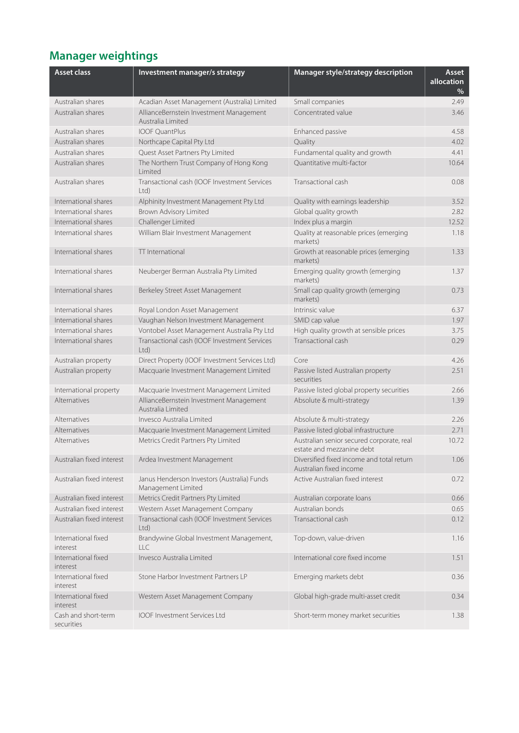## Manager weightings

| Asset class | Investment manager/s strategy | Manager style/strategy description | Asset allocation % |
|---|---|---|---|
| Australian shares | Acadian Asset Management (Australia) Limited | Small companies | 2.49 |
| Australian shares | AllianceBernstein Investment Management Australia Limited | Concentrated value | 3.46 |
| Australian shares | IOOF QuantPlus | Enhanced passive | 4.58 |
| Australian shares | Northcape Capital Pty Ltd | Quality | 4.02 |
| Australian shares | Quest Asset Partners Pty Limited | Fundamental quality and growth | 4.41 |
| Australian shares | The Northern Trust Company of Hong Kong Limited | Quantitative multi-factor | 10.64 |
| Australian shares | Transactional cash (IOOF Investment Services Ltd) | Transactional cash | 0.08 |
| International shares | Alphinity Investment Management Pty Ltd | Quality with earnings leadership | 3.52 |
| International shares | Brown Advisory Limited | Global quality growth | 2.82 |
| International shares | Challenger Limited | Index plus a margin | 12.52 |
| International shares | William Blair Investment Management | Quality at reasonable prices (emerging markets) | 1.18 |
| International shares | TT International | Growth at reasonable prices (emerging markets) | 1.33 |
| International shares | Neuberger Berman Australia Pty Limited | Emerging quality growth (emerging markets) | 1.37 |
| International shares | Berkeley Street Asset Management | Small cap quality growth (emerging markets) | 0.73 |
| International shares | Royal London Asset Management | Intrinsic value | 6.37 |
| International shares | Vaughan Nelson Investment Management | SMID cap value | 1.97 |
| International shares | Vontobel Asset Management Australia Pty Ltd | High quality growth at sensible prices | 3.75 |
| International shares | Transactional cash (IOOF Investment Services Ltd) | Transactional cash | 0.29 |
| Australian property | Direct Property (IOOF Investment Services Ltd) | Core | 4.26 |
| Australian property | Macquarie Investment Management Limited | Passive listed Australian property securities | 2.51 |
| International property | Macquarie Investment Management Limited | Passive listed global property securities | 2.66 |
| Alternatives | AllianceBernstein Investment Management Australia Limited | Absolute & multi-strategy | 1.39 |
| Alternatives | Invesco Australia Limited | Absolute & multi-strategy | 2.26 |
| Alternatives | Macquarie Investment Management Limited | Passive listed global infrastructure | 2.71 |
| Alternatives | Metrics Credit Partners Pty Limited | Australian senior secured corporate, real estate and mezzanine debt | 10.72 |
| Australian fixed interest | Ardea Investment Management | Diversified fixed income and total return Australian fixed income | 1.06 |
| Australian fixed interest | Janus Henderson Investors (Australia) Funds Management Limited | Active Australian fixed interest | 0.72 |
| Australian fixed interest | Metrics Credit Partners Pty Limited | Australian corporate loans | 0.66 |
| Australian fixed interest | Western Asset Management Company | Australian bonds | 0.65 |
| Australian fixed interest | Transactional cash (IOOF Investment Services Ltd) | Transactional cash | 0.12 |
| International fixed interest | Brandywine Global Investment Management, LLC | Top-down, value-driven | 1.16 |
| International fixed interest | Invesco Australia Limited | International core fixed income | 1.51 |
| International fixed interest | Stone Harbor Investment Partners LP | Emerging markets debt | 0.36 |
| International fixed interest | Western Asset Management Company | Global high-grade multi-asset credit | 0.34 |
| Cash and short-term securities | IOOF Investment Services Ltd | Short-term money market securities | 1.38 |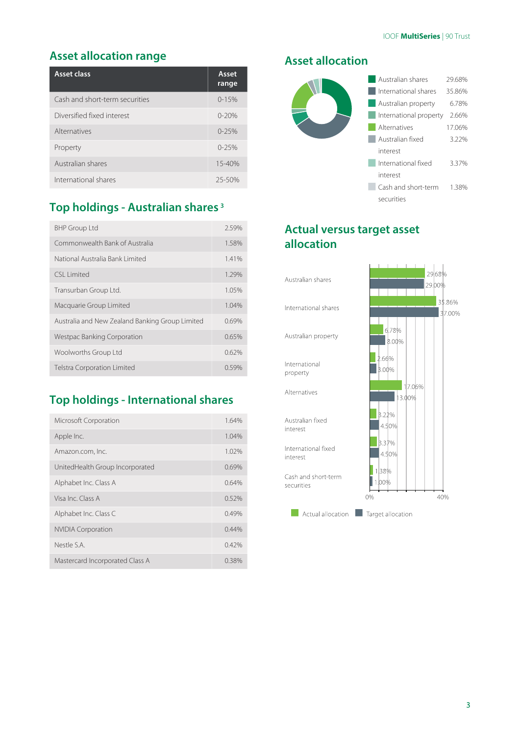## Asset allocation range

| Asset class | Asset range |
|---|---|
| Cash and short-term securities | 0-15% |
| Diversified fixed interest | 0-20% |
| Alternatives | 0-25% |
| Property | 0-25% |
| Australian shares | 15-40% |
| International shares | 25-50% |

## Top holdings - Australian shares [3]

| | |
|---|---|
| BHP Group Ltd | 2.59% |
| Commonwealth Bank of Australia | 1.58% |
| National Australia Bank Limited | 1.41% |
| CSL Limited | 1.29% |
| Transurban Group Ltd. | 1.05% |
| Macquarie Group Limited | 1.04% |
| Australia and New Zealand Banking Group Limited | 0.69% |
| Westpac Banking Corporation | 0.65% |
| Woolworths Group Ltd | 0.62% |
| Telstra Corporation Limited | 0.59% |

## Top holdings - International shares

| | |
|---|---|
| Microsoft Corporation | 1.64% |
| Apple Inc. | 1.04% |
| Amazon.com, Inc. | 1.02% |
| UnitedHealth Group Incorporated | 0.69% |
| Alphabet Inc. Class A | 0.64% |
| Visa Inc. Class A | 0.52% |
| Alphabet Inc. Class C | 0.49% |
| NVIDIA Corporation | 0.44% |
| Nestle S.A. | 0.42% |
| Mastercard Incorporated Class A | 0.38% |

## Asset allocation

| Asset class | Allocation |
|---|---|
| Australian shares | 29.68% |
| International shares | 35.86% |
| Australian property | 6.78% |
| International property | 2.66% |
| Alternatives | 17.06% |
| Australian fixed interest | 3.22% |
| International fixed interest | 3.37% |
| Cash and short-term securities | 1.38% |

## Actual versus target asset allocation

| Asset class | Actual allocation | Target allocation |
|---|---|---|
| Australian shares | 29.68% | 29.00% |
| International shares | 35.86% | 37.00% |
| Australian property | 6.78% | 8.00% |
| International property | 2.66% | 3.00% |
| Alternatives | 17.06% | 13.00% |
| Australian fixed interest | 3.22% | 4.50% |
| International fixed interest | 3.37% | 4.50% |
| Cash and short-term securities | 1.38% | 1.00% |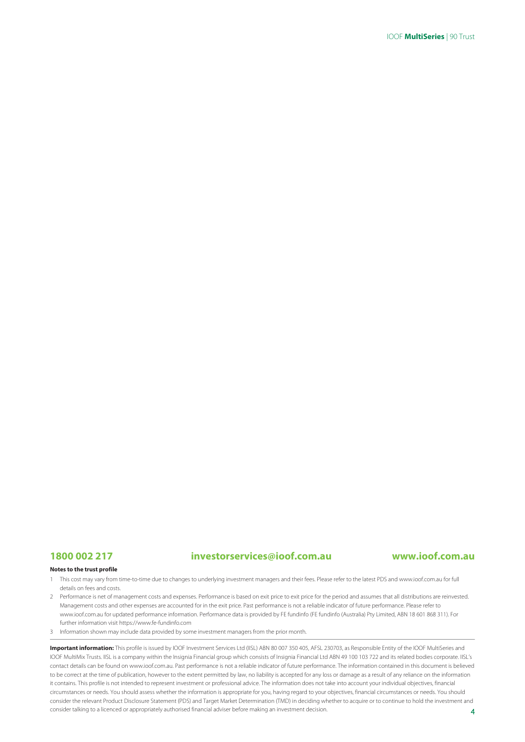**1800 002 217** **investorservices@ioof.com.au** **www.ioof.com.au**

**Notes to the trust profile**

1. This cost may vary from time-to-time due to changes to underlying investment managers and their fees. Please refer to the latest PDS and www.ioof.com.au for full details on fees and costs.
2. Performance is net of management costs and expenses. Performance is based on exit price to exit price for the period and assumes that all distributions are reinvested. Management costs and other expenses are accounted for in the exit price. Past performance is not a reliable indicator of future performance. Please refer to www.ioof.com.au for updated performance information. Performance data is provided by FE fundinfo (FE fundinfo (Australia) Pty Limited, ABN 18 601 868 311). For further information visit https://www.fe-fundinfo.com
3. Information shown may include data provided by some investment managers from the prior month.

**Important information:** This profile is issued by IOOF Investment Services Ltd (IISL) ABN 80 007 350 405, AFSL 230703, as Responsible Entity of the IOOF MultiSeries and IOOF MultiMix Trusts. IISL is a company within the Insignia Financial group which consists of Insignia Financial Ltd ABN 49 100 103 722 and its related bodies corporate. IISL's contact details can be found on www.ioof.com.au. Past performance is not a reliable indicator of future performance. The information contained in this document is believed to be correct at the time of publication, however to the extent permitted by law, no liability is accepted for any loss or damage as a result of any reliance on the information it contains. This profile is not intended to represent investment or professional advice. The information does not take into account your individual objectives, financial circumstances or needs. You should assess whether the information is appropriate for you, having regard to your objectives, financial circumstances or needs. You should consider the relevant Product Disclosure Statement (PDS) and Target Market Determination (TMD) in deciding whether to acquire or to continue to hold the investment and consider talking to a licenced or appropriately authorised financial adviser before making an investment decision.